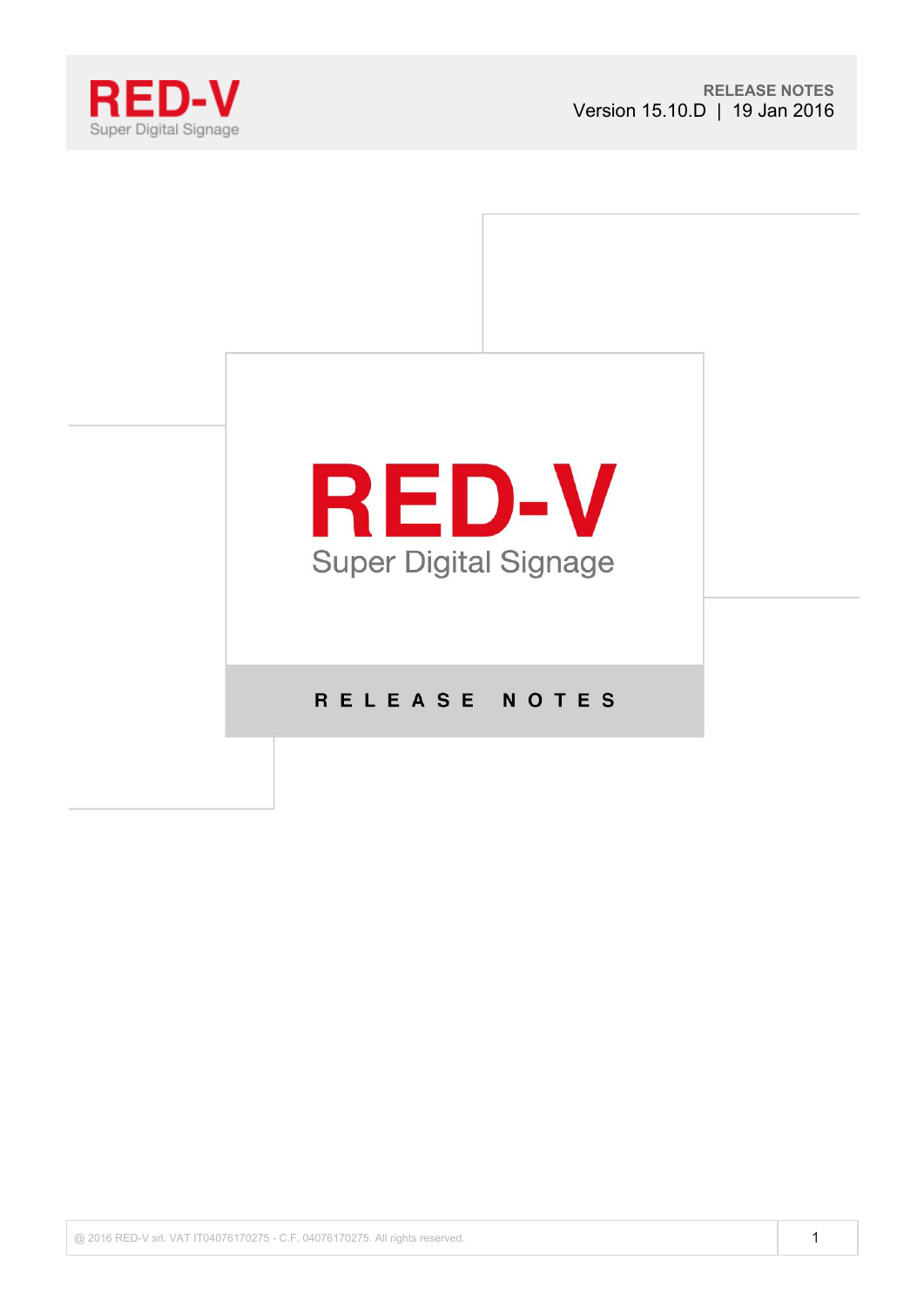RED-V
Super Digital Signage

**RELEASE NOTES**
Version 15.10.D | 19 Jan 2016

# RED-V

Super Digital Signage

## RELEASE NOTES

@ 2016 RED-V srl. VAT IT04076170275 - C.F. 04076170275. All rights reserved.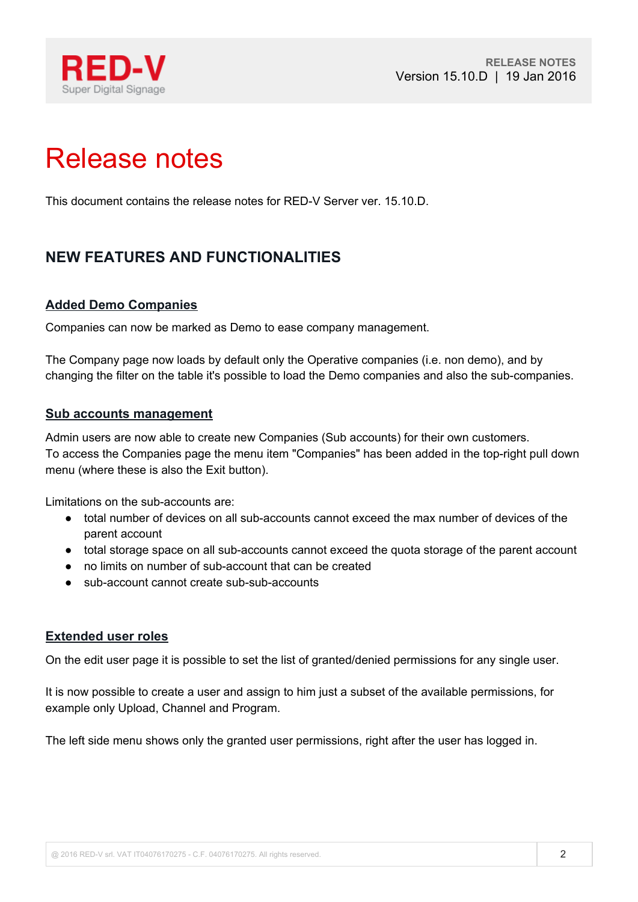# Release notes

This document contains the release notes for RED-V Server ver. 15.10.D.

## NEW FEATURES AND FUNCTIONALITIES

### Added Demo Companies

Companies can now be marked as Demo to ease company management.

The Company page now loads by default only the Operative companies (i.e. non demo), and by changing the filter on the table it's possible to load the Demo companies and also the sub-companies.

### Sub accounts management

Admin users are now able to create new Companies (Sub accounts) for their own customers.
To access the Companies page the menu item "Companies" has been added in the top-right pull down menu (where these is also the Exit button).

Limitations on the sub-accounts are:

- total number of devices on all sub-accounts cannot exceed the max number of devices of the parent account
- total storage space on all sub-accounts cannot exceed the quota storage of the parent account
- no limits on number of sub-account that can be created
- sub-account cannot create sub-sub-accounts

### Extended user roles

On the edit user page it is possible to set the list of granted/denied permissions for any single user.

It is now possible to create a user and assign to him just a subset of the available permissions, for example only Upload, Channel and Program.

The left side menu shows only the granted user permissions, right after the user has logged in.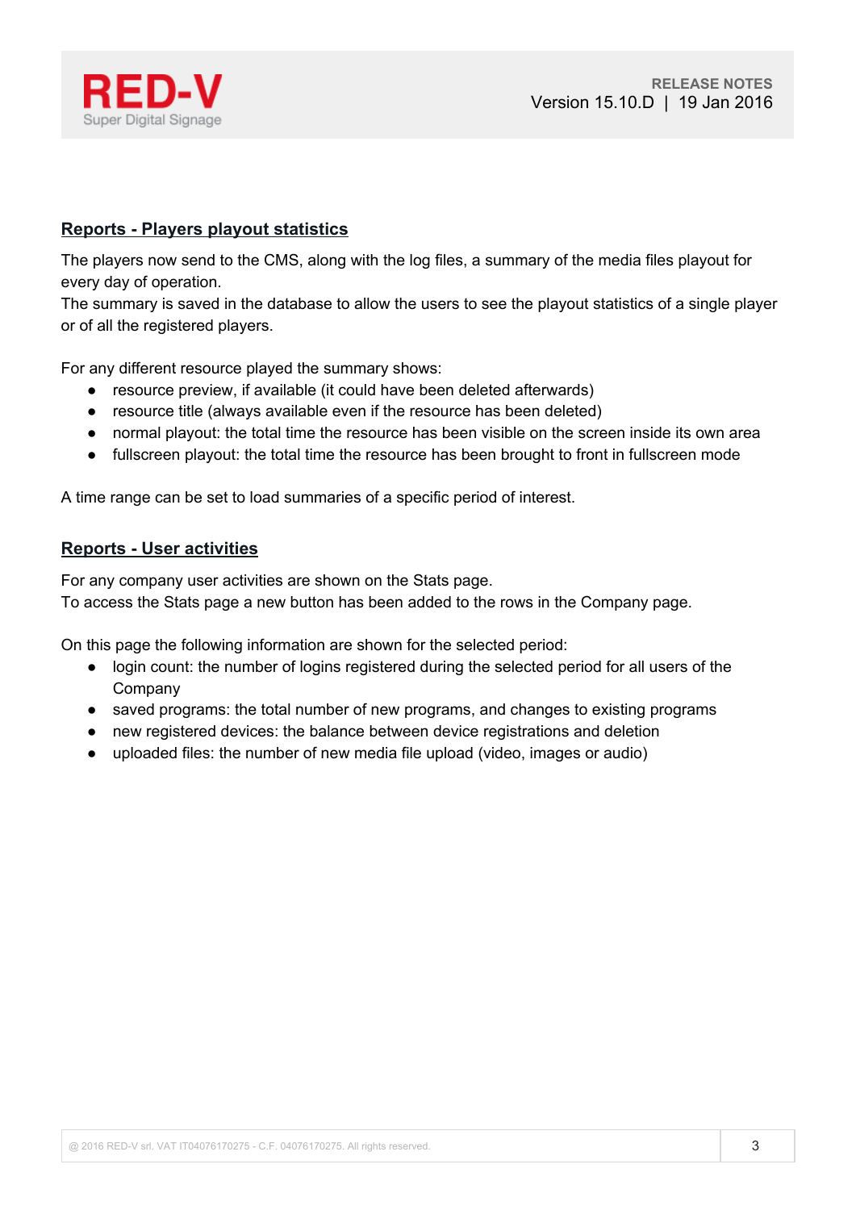## Reports - Players playout statistics

The players now send to the CMS, along with the log files, a summary of the media files playout for every day of operation.
The summary is saved in the database to allow the users to see the playout statistics of a single player or of all the registered players.

For any different resource played the summary shows:

- resource preview, if available (it could have been deleted afterwards)
- resource title (always available even if the resource has been deleted)
- normal playout: the total time the resource has been visible on the screen inside its own area
- fullscreen playout: the total time the resource has been brought to front in fullscreen mode

A time range can be set to load summaries of a specific period of interest.

## Reports - User activities

For any company user activities are shown on the Stats page.
To access the Stats page a new button has been added to the rows in the Company page.

On this page the following information are shown for the selected period:

- login count: the number of logins registered during the selected period for all users of the Company
- saved programs: the total number of new programs, and changes to existing programs
- new registered devices: the balance between device registrations and deletion
- uploaded files: the number of new media file upload (video, images or audio)